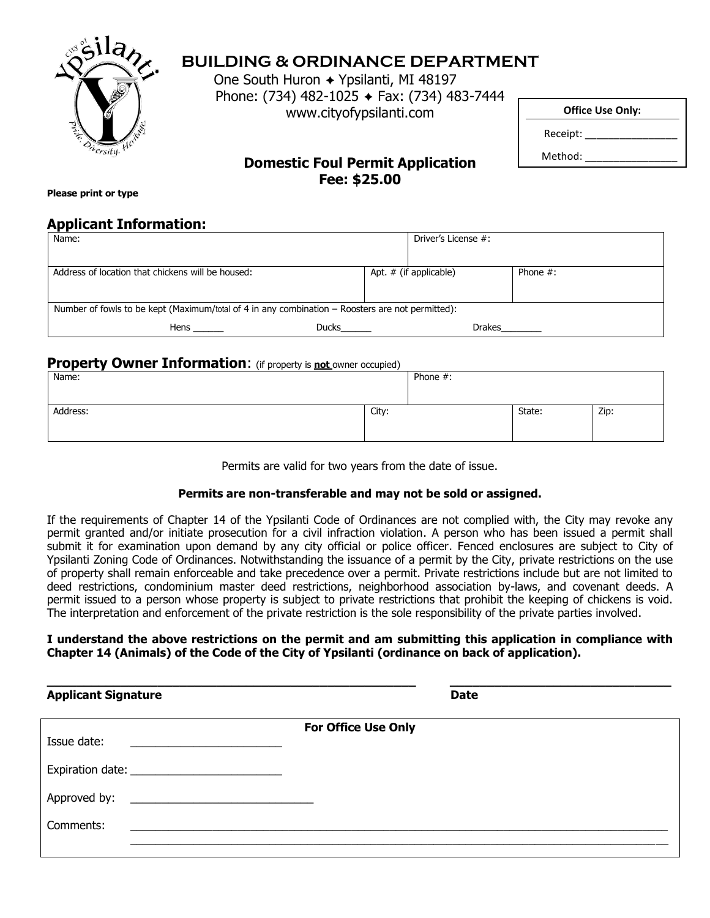# BUILDING & ORDINANCE DEPARTMENT

One South Huron ✦ Ypsilanti, MI 48197
Phone: (734) 482-1025 ✦ Fax: (734) 483-7444
www.cityofypsilanti.com

| Office Use Only: |
|---|
| Receipt: ________________ |
| Method: ________________ |

## Domestic Foul Permit Application
## Fee: $25.00

**Please print or type**

## Applicant Information:

| Name: | | Driver's License #: |
|---|---|---|
| Address of location that chickens will be housed: | Apt. # (if applicable) | Phone #: |
| Number of fowls to be kept (Maximum/total of 4 in any combination – Roosters are not permitted): Hens ______ Ducks______ Drakes________ | | |

## Property Owner Information: (if property is **not** owner occupied)

| Name: | | Phone #: | |
|---|---|---|---|
| Address: | City: | State: | Zip: |

Permits are valid for two years from the date of issue.

**Permits are non-transferable and may not be sold or assigned.**

If the requirements of Chapter 14 of the Ypsilanti Code of Ordinances are not complied with, the City may revoke any permit granted and/or initiate prosecution for a civil infraction violation. A person who has been issued a permit shall submit it for examination upon demand by any city official or police officer. Fenced enclosures are subject to City of Ypsilanti Zoning Code of Ordinances. Notwithstanding the issuance of a permit by the City, private restrictions on the use of property shall remain enforceable and take precedence over a permit. Private restrictions include but are not limited to deed restrictions, condominium master deed restrictions, neighborhood association by-laws, and covenant deeds. A permit issued to a person whose property is subject to private restrictions that prohibit the keeping of chickens is void. The interpretation and enforcement of the private restriction is the sole responsibility of the private parties involved.

**I understand the above restrictions on the permit and am submitting this application in compliance with Chapter 14 (Animals) of the Code of the City of Ypsilanti (ordinance on back of application).**

_______________________________________________ ______________________________
**Applicant Signature** **Date**

**For Office Use Only**

Issue date: ________________________

Expiration date: ________________________

Approved by: _____________________________

Comments: _____________________________________________________________________________________

_____________________________________________________________________________________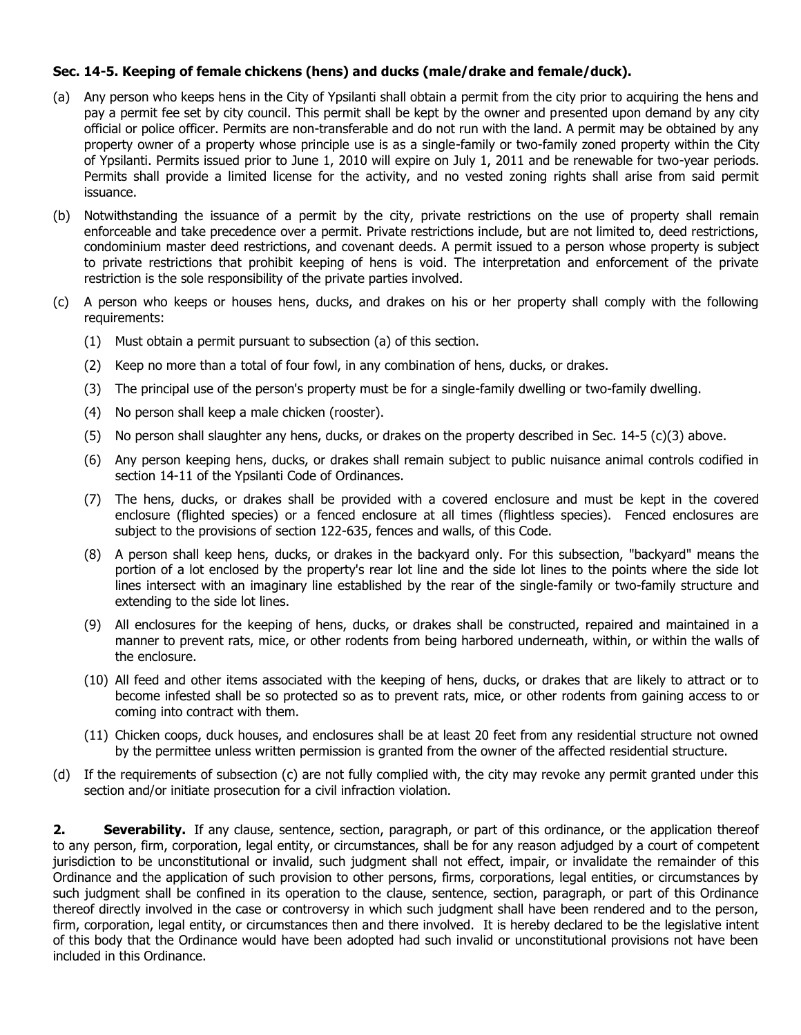**Sec. 14-5. Keeping of female chickens (hens) and ducks (male/drake and female/duck).**

(a) Any person who keeps hens in the City of Ypsilanti shall obtain a permit from the city prior to acquiring the hens and pay a permit fee set by city council. This permit shall be kept by the owner and presented upon demand by any city official or police officer. Permits are non-transferable and do not run with the land. A permit may be obtained by any property owner of a property whose principle use is as a single-family or two-family zoned property within the City of Ypsilanti. Permits issued prior to June 1, 2010 will expire on July 1, 2011 and be renewable for two-year periods. Permits shall provide a limited license for the activity, and no vested zoning rights shall arise from said permit issuance.

(b) Notwithstanding the issuance of a permit by the city, private restrictions on the use of property shall remain enforceable and take precedence over a permit. Private restrictions include, but are not limited to, deed restrictions, condominium master deed restrictions, and covenant deeds. A permit issued to a person whose property is subject to private restrictions that prohibit keeping of hens is void. The interpretation and enforcement of the private restriction is the sole responsibility of the private parties involved.

(c) A person who keeps or houses hens, ducks, and drakes on his or her property shall comply with the following requirements:

(1) Must obtain a permit pursuant to subsection (a) of this section.

(2) Keep no more than a total of four fowl, in any combination of hens, ducks, or drakes.

(3) The principal use of the person's property must be for a single-family dwelling or two-family dwelling.

(4) No person shall keep a male chicken (rooster).

(5) No person shall slaughter any hens, ducks, or drakes on the property described in Sec. 14-5 (c)(3) above.

(6) Any person keeping hens, ducks, or drakes shall remain subject to public nuisance animal controls codified in section 14-11 of the Ypsilanti Code of Ordinances.

(7) The hens, ducks, or drakes shall be provided with a covered enclosure and must be kept in the covered enclosure (flighted species) or a fenced enclosure at all times (flightless species). Fenced enclosures are subject to the provisions of section 122-635, fences and walls, of this Code.

(8) A person shall keep hens, ducks, or drakes in the backyard only. For this subsection, "backyard" means the portion of a lot enclosed by the property's rear lot line and the side lot lines to the points where the side lot lines intersect with an imaginary line established by the rear of the single-family or two-family structure and extending to the side lot lines.

(9) All enclosures for the keeping of hens, ducks, or drakes shall be constructed, repaired and maintained in a manner to prevent rats, mice, or other rodents from being harbored underneath, within, or within the walls of the enclosure.

(10) All feed and other items associated with the keeping of hens, ducks, or drakes that are likely to attract or to become infested shall be so protected so as to prevent rats, mice, or other rodents from gaining access to or coming into contract with them.

(11) Chicken coops, duck houses, and enclosures shall be at least 20 feet from any residential structure not owned by the permittee unless written permission is granted from the owner of the affected residential structure.

(d) If the requirements of subsection (c) are not fully complied with, the city may revoke any permit granted under this section and/or initiate prosecution for a civil infraction violation.

**2. Severability.** If any clause, sentence, section, paragraph, or part of this ordinance, or the application thereof to any person, firm, corporation, legal entity, or circumstances, shall be for any reason adjudged by a court of competent jurisdiction to be unconstitutional or invalid, such judgment shall not effect, impair, or invalidate the remainder of this Ordinance and the application of such provision to other persons, firms, corporations, legal entities, or circumstances by such judgment shall be confined in its operation to the clause, sentence, section, paragraph, or part of this Ordinance thereof directly involved in the case or controversy in which such judgment shall have been rendered and to the person, firm, corporation, legal entity, or circumstances then and there involved. It is hereby declared to be the legislative intent of this body that the Ordinance would have been adopted had such invalid or unconstitutional provisions not have been included in this Ordinance.